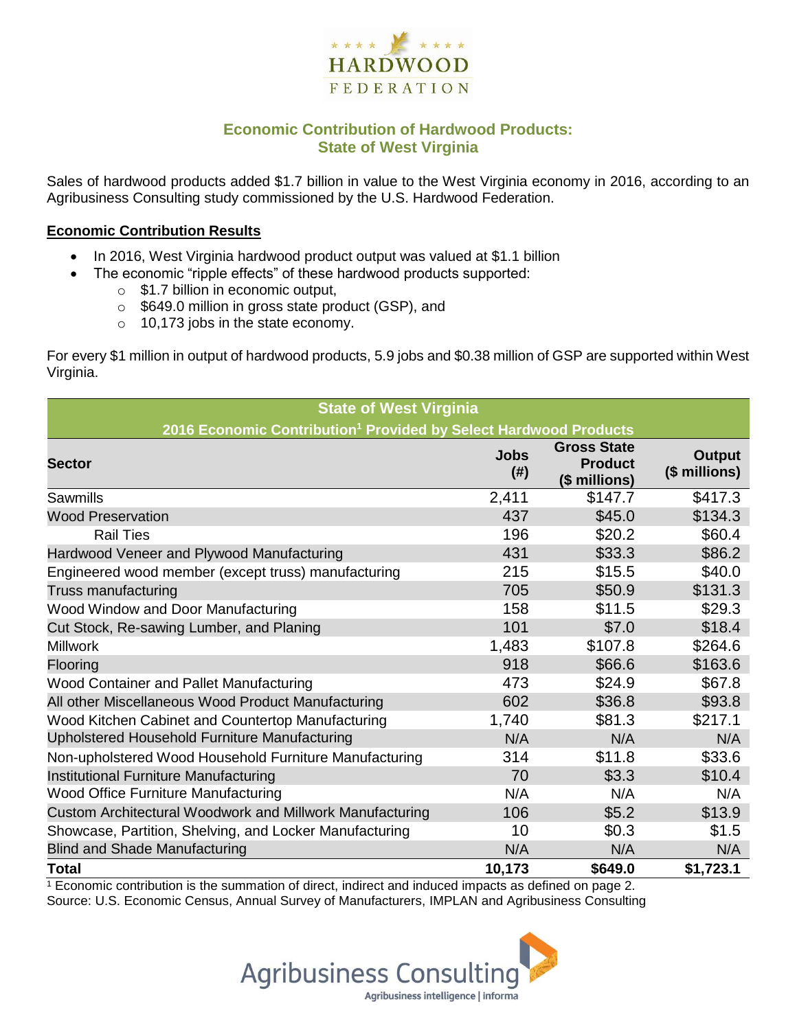# Economic Contribution of Hardwood Products: State of West Virginia

Sales of hardwood products added $1.7 billion in value to the West Virginia economy in 2016, according to an Agribusiness Consulting study commissioned by the U.S. Hardwood Federation.

## Economic Contribution Results

- In 2016, West Virginia hardwood product output was valued at $1.1 billion
- The economic "ripple effects" of these hardwood products supported:
  - $1.7 billion in economic output,
  - $649.0 million in gross state product (GSP), and
  - 10,173 jobs in the state economy.

For every $1 million in output of hardwood products, 5.9 jobs and $0.38 million of GSP are supported within West Virginia.

| State of West Virginia<br>2016 Economic Contribution[1] Provided by Select Hardwood Products | | | |
|---|---|---|---|
| **Sector** | **Jobs (#)** | **Gross State Product ($ millions)** | **Output ($ millions)** |
| Sawmills | 2,411 | $147.7 | $417.3 |
| Wood Preservation | 437 | $45.0 | $134.3 |
| Rail Ties | 196 | $20.2 | $60.4 |
| Hardwood Veneer and Plywood Manufacturing | 431 | $33.3 | $86.2 |
| Engineered wood member (except truss) manufacturing | 215 | $15.5 | $40.0 |
| Truss manufacturing | 705 | $50.9 | $131.3 |
| Wood Window and Door Manufacturing | 158 | $11.5 | $29.3 |
| Cut Stock, Re-sawing Lumber, and Planing | 101 | $7.0 | $18.4 |
| Millwork | 1,483 | $107.8 | $264.6 |
| Flooring | 918 | $66.6 | $163.6 |
| Wood Container and Pallet Manufacturing | 473 | $24.9 | $67.8 |
| All other Miscellaneous Wood Product Manufacturing | 602 | $36.8 | $93.8 |
| Wood Kitchen Cabinet and Countertop Manufacturing | 1,740 | $81.3 | $217.1 |
| Upholstered Household Furniture Manufacturing | N/A | N/A | N/A |
| Non-upholstered Wood Household Furniture Manufacturing | 314 | $11.8 | $33.6 |
| Institutional Furniture Manufacturing | 70 | $3.3 | $10.4 |
| Wood Office Furniture Manufacturing | N/A | N/A | N/A |
| Custom Architectural Woodwork and Millwork Manufacturing | 106 | $5.2 | $13.9 |
| Showcase, Partition, Shelving, and Locker Manufacturing | 10 | $0.3 | $1.5 |
| Blind and Shade Manufacturing | N/A | N/A | N/A |
| **Total** | **10,173** | **$649.0** | **$1,723.1** |

[1] Economic contribution is the summation of direct, indirect and induced impacts as defined on page 2.
Source: U.S. Economic Census, Annual Survey of Manufacturers, IMPLAN and Agribusiness Consulting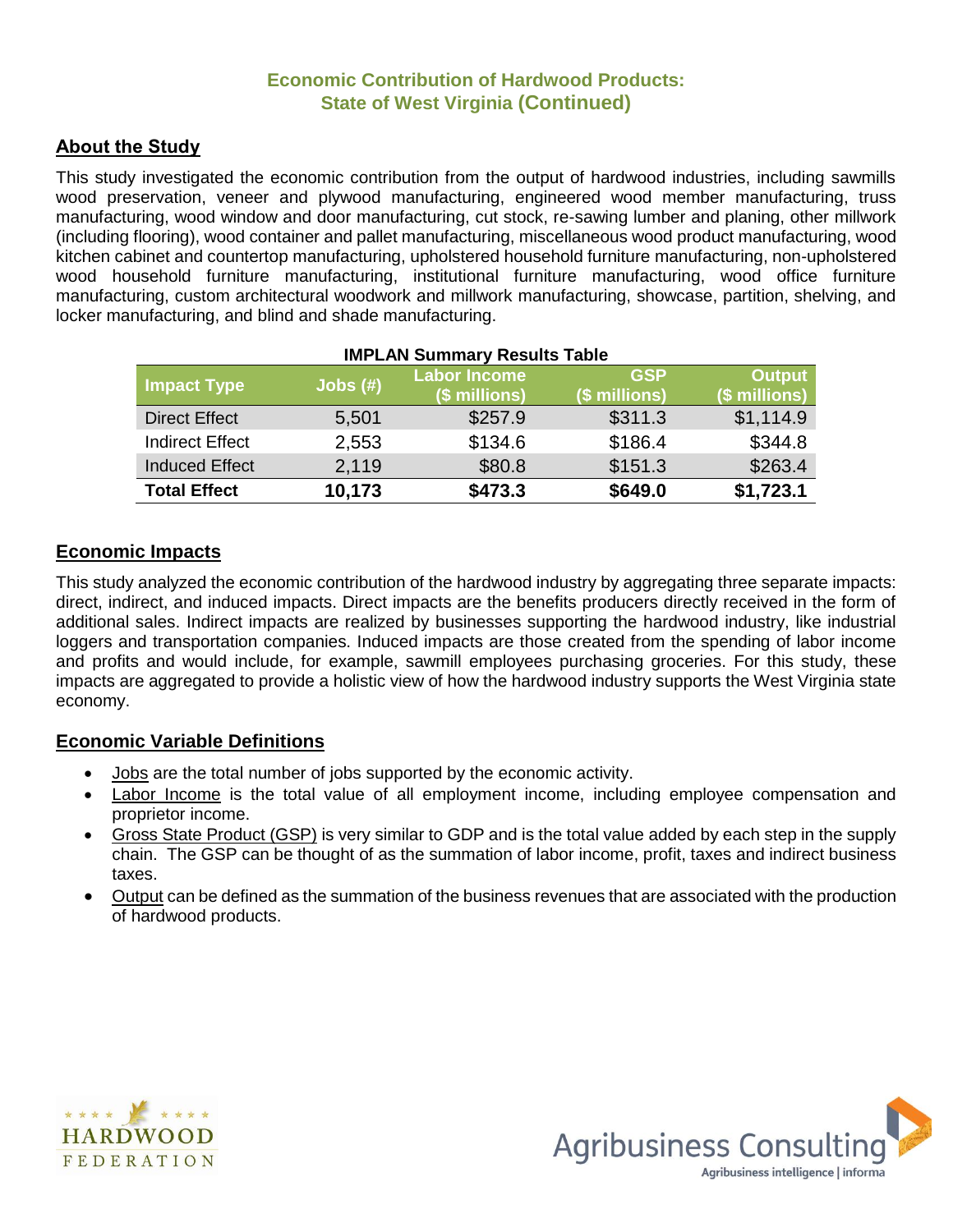# Economic Contribution of Hardwood Products: State of West Virginia (Continued)

## About the Study

This study investigated the economic contribution from the output of hardwood industries, including sawmills wood preservation, veneer and plywood manufacturing, engineered wood member manufacturing, truss manufacturing, wood window and door manufacturing, cut stock, re-sawing lumber and planing, other millwork (including flooring), wood container and pallet manufacturing, miscellaneous wood product manufacturing, wood kitchen cabinet and countertop manufacturing, upholstered household furniture manufacturing, non-upholstered wood household furniture manufacturing, institutional furniture manufacturing, wood office furniture manufacturing, custom architectural woodwork and millwork manufacturing, showcase, partition, shelving, and locker manufacturing, and blind and shade manufacturing.

**IMPLAN Summary Results Table**

| Impact Type | Jobs (#) | Labor Income ($ millions) | GSP ($ millions) | Output ($ millions) |
|---|---|---|---|---|
| Direct Effect | 5,501 | $257.9 | $311.3 | $1,114.9 |
| Indirect Effect | 2,553 | $134.6 | $186.4 | $344.8 |
| Induced Effect | 2,119 | $80.8 | $151.3 | $263.4 |
| **Total Effect** | **10,173** | **$473.3** | **$649.0** | **$1,723.1** |

## Economic Impacts

This study analyzed the economic contribution of the hardwood industry by aggregating three separate impacts: direct, indirect, and induced impacts. Direct impacts are the benefits producers directly received in the form of additional sales. Indirect impacts are realized by businesses supporting the hardwood industry, like industrial loggers and transportation companies. Induced impacts are those created from the spending of labor income and profits and would include, for example, sawmill employees purchasing groceries. For this study, these impacts are aggregated to provide a holistic view of how the hardwood industry supports the West Virginia state economy.

## Economic Variable Definitions

- Jobs are the total number of jobs supported by the economic activity.
- Labor Income is the total value of all employment income, including employee compensation and proprietor income.
- Gross State Product (GSP) is very similar to GDP and is the total value added by each step in the supply chain. The GSP can be thought of as the summation of labor income, profit, taxes and indirect business taxes.
- Output can be defined as the summation of the business revenues that are associated with the production of hardwood products.

HARDWOOD FEDERATION

Agribusiness Consulting
Agribusiness intelligence | informa